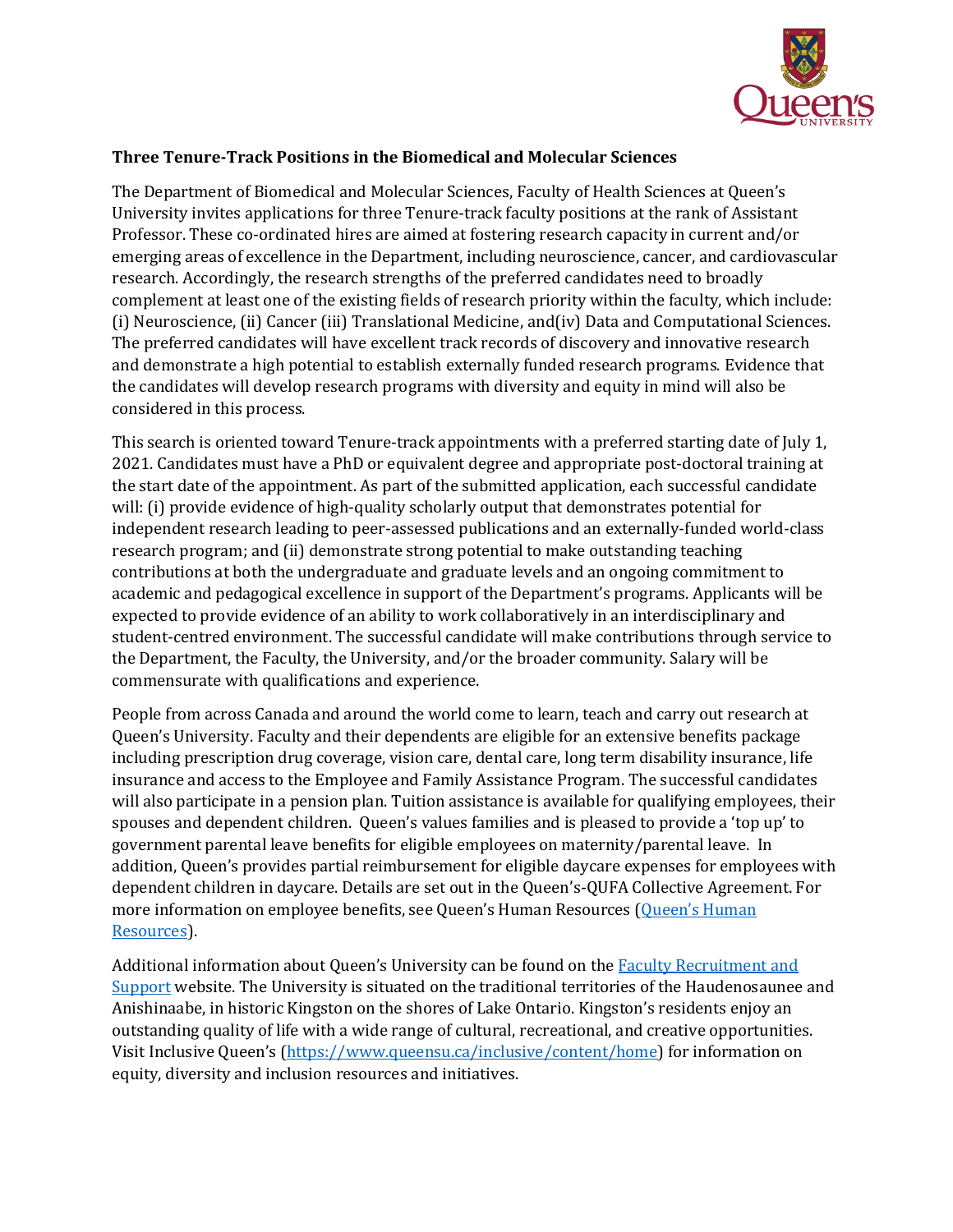**Three Tenure-Track Positions in the Biomedical and Molecular Sciences**

The Department of Biomedical and Molecular Sciences, Faculty of Health Sciences at Queen's University invites applications for three Tenure-track faculty positions at the rank of Assistant Professor. These co-ordinated hires are aimed at fostering research capacity in current and/or emerging areas of excellence in the Department, including neuroscience, cancer, and cardiovascular research. Accordingly, the research strengths of the preferred candidates need to broadly complement at least one of the existing fields of research priority within the faculty, which include: (i) Neuroscience, (ii) Cancer (iii) Translational Medicine, and(iv) Data and Computational Sciences. The preferred candidates will have excellent track records of discovery and innovative research and demonstrate a high potential to establish externally funded research programs. Evidence that the candidates will develop research programs with diversity and equity in mind will also be considered in this process.

This search is oriented toward Tenure-track appointments with a preferred starting date of July 1, 2021. Candidates must have a PhD or equivalent degree and appropriate post-doctoral training at the start date of the appointment. As part of the submitted application, each successful candidate will: (i) provide evidence of high-quality scholarly output that demonstrates potential for independent research leading to peer-assessed publications and an externally-funded world-class research program; and (ii) demonstrate strong potential to make outstanding teaching contributions at both the undergraduate and graduate levels and an ongoing commitment to academic and pedagogical excellence in support of the Department's programs. Applicants will be expected to provide evidence of an ability to work collaboratively in an interdisciplinary and student-centred environment. The successful candidate will make contributions through service to the Department, the Faculty, the University, and/or the broader community. Salary will be commensurate with qualifications and experience.

People from across Canada and around the world come to learn, teach and carry out research at Queen's University. Faculty and their dependents are eligible for an extensive benefits package including prescription drug coverage, vision care, dental care, long term disability insurance, life insurance and access to the Employee and Family Assistance Program. The successful candidates will also participate in a pension plan. Tuition assistance is available for qualifying employees, their spouses and dependent children. Queen's values families and is pleased to provide a 'top up' to government parental leave benefits for eligible employees on maternity/parental leave. In addition, Queen's provides partial reimbursement for eligible daycare expenses for employees with dependent children in daycare. Details are set out in the Queen's-QUFA Collective Agreement. For more information on employee benefits, see Queen's Human Resources (Queen's Human Resources).

Additional information about Queen's University can be found on the Faculty Recruitment and Support website. The University is situated on the traditional territories of the Haudenosaunee and Anishinaabe, in historic Kingston on the shores of Lake Ontario. Kingston's residents enjoy an outstanding quality of life with a wide range of cultural, recreational, and creative opportunities. Visit Inclusive Queen's (https://www.queensu.ca/inclusive/content/home) for information on equity, diversity and inclusion resources and initiatives.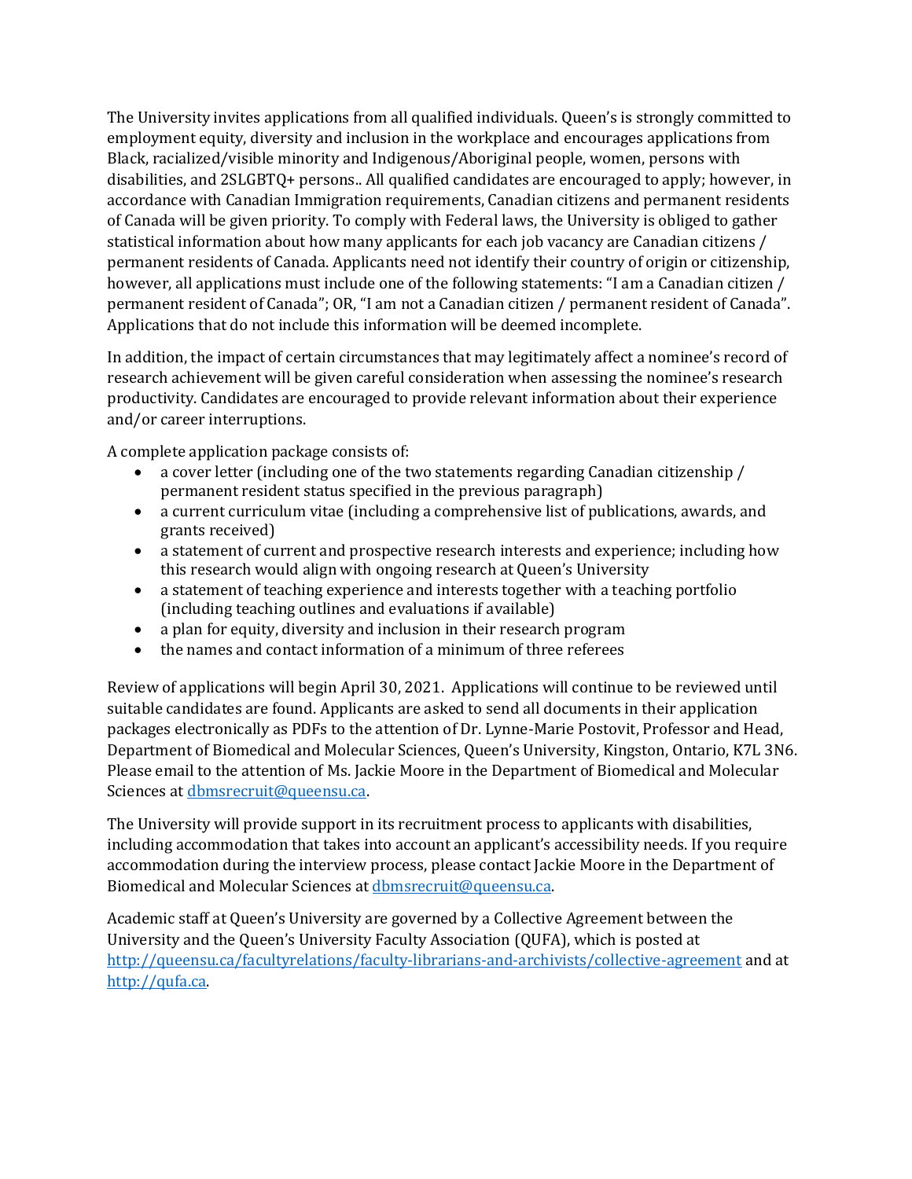The University invites applications from all qualified individuals. Queen's is strongly committed to employment equity, diversity and inclusion in the workplace and encourages applications from Black, racialized/visible minority and Indigenous/Aboriginal people, women, persons with disabilities, and 2SLGBTQ+ persons.. All qualified candidates are encouraged to apply; however, in accordance with Canadian Immigration requirements, Canadian citizens and permanent residents of Canada will be given priority. To comply with Federal laws, the University is obliged to gather statistical information about how many applicants for each job vacancy are Canadian citizens / permanent residents of Canada. Applicants need not identify their country of origin or citizenship, however, all applications must include one of the following statements: "I am a Canadian citizen / permanent resident of Canada"; OR, "I am not a Canadian citizen / permanent resident of Canada". Applications that do not include this information will be deemed incomplete.

In addition, the impact of certain circumstances that may legitimately affect a nominee's record of research achievement will be given careful consideration when assessing the nominee's research productivity. Candidates are encouraged to provide relevant information about their experience and/or career interruptions.

A complete application package consists of:

- a cover letter (including one of the two statements regarding Canadian citizenship / permanent resident status specified in the previous paragraph)
- a current curriculum vitae (including a comprehensive list of publications, awards, and grants received)
- a statement of current and prospective research interests and experience; including how this research would align with ongoing research at Queen's University
- a statement of teaching experience and interests together with a teaching portfolio (including teaching outlines and evaluations if available)
- a plan for equity, diversity and inclusion in their research program
- the names and contact information of a minimum of three referees

Review of applications will begin April 30, 2021. Applications will continue to be reviewed until suitable candidates are found. Applicants are asked to send all documents in their application packages electronically as PDFs to the attention of Dr. Lynne-Marie Postovit, Professor and Head, Department of Biomedical and Molecular Sciences, Queen's University, Kingston, Ontario, K7L 3N6. Please email to the attention of Ms. Jackie Moore in the Department of Biomedical and Molecular Sciences at dbmsrecruit@queensu.ca.

The University will provide support in its recruitment process to applicants with disabilities, including accommodation that takes into account an applicant's accessibility needs. If you require accommodation during the interview process, please contact Jackie Moore in the Department of Biomedical and Molecular Sciences at dbmsrecruit@queensu.ca.

Academic staff at Queen's University are governed by a Collective Agreement between the University and the Queen's University Faculty Association (QUFA), which is posted at http://queensu.ca/facultyrelations/faculty-librarians-and-archivists/collective-agreement and at http://qufa.ca.